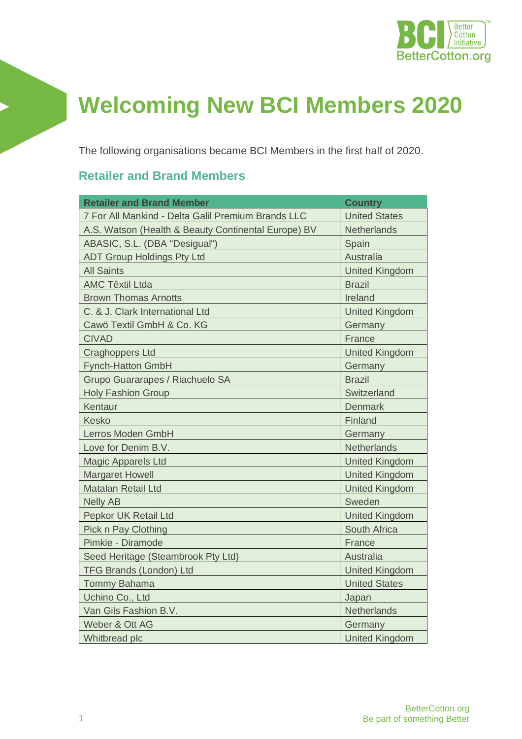# Welcoming New BCI Members 2020

The following organisations became BCI Members in the first half of 2020.

## Retailer and Brand Members

| Retailer and Brand Member | Country |
|---|---|
| 7 For All Mankind - Delta Galil Premium Brands LLC | United States |
| A.S. Watson (Health & Beauty Continental Europe) BV | Netherlands |
| ABASIC, S.L. (DBA "Desigual") | Spain |
| ADT Group Holdings Pty Ltd | Australia |
| All Saints | United Kingdom |
| AMC Têxtil Ltda | Brazil |
| Brown Thomas Arnotts | Ireland |
| C. & J. Clark International Ltd | United Kingdom |
| Cawö Textil GmbH & Co. KG | Germany |
| CIVAD | France |
| Craghoppers Ltd | United Kingdom |
| Fynch-Hatton GmbH | Germany |
| Grupo Guararapes / Riachuelo SA | Brazil |
| Holy Fashion Group | Switzerland |
| Kentaur | Denmark |
| Kesko | Finland |
| Lerros Moden GmbH | Germany |
| Love for Denim B.V. | Netherlands |
| Magic Apparels Ltd | United Kingdom |
| Margaret Howell | United Kingdom |
| Matalan Retail Ltd | United Kingdom |
| Nelly AB | Sweden |
| Pepkor UK Retail Ltd | United Kingdom |
| Pick n Pay Clothing | South Africa |
| Pimkie - Diramode | France |
| Seed Heritage (Steambrook Pty Ltd) | Australia |
| TFG Brands (London) Ltd | United Kingdom |
| Tommy Bahama | United States |
| Uchino Co., Ltd | Japan |
| Van Gils Fashion B.V. | Netherlands |
| Weber & Ott AG | Germany |
| Whitbread plc | United Kingdom |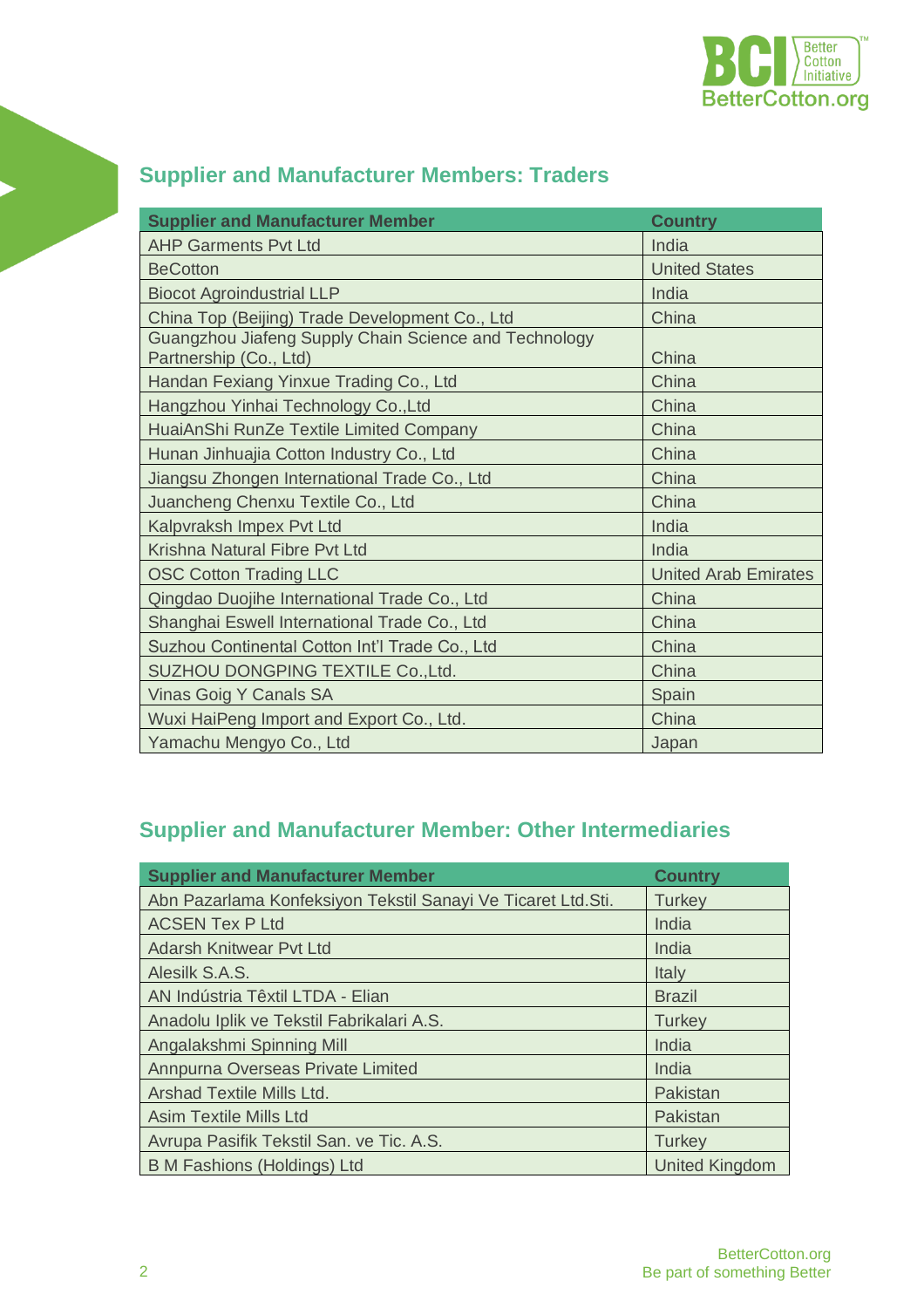## Supplier and Manufacturer Members: Traders

| Supplier and Manufacturer Member | Country |
|---|---|
| AHP Garments Pvt Ltd | India |
| BeCotton | United States |
| Biocot Agroindustrial LLP | India |
| China Top (Beijing) Trade Development Co., Ltd | China |
| Guangzhou Jiafeng Supply Chain Science and Technology Partnership (Co., Ltd) | China |
| Handan Fexiang Yinxue Trading Co., Ltd | China |
| Hangzhou Yinhai Technology Co.,Ltd | China |
| HuaiAnShi RunZe Textile Limited Company | China |
| Hunan Jinhuajia Cotton Industry Co., Ltd | China |
| Jiangsu Zhongen International Trade Co., Ltd | China |
| Juancheng Chenxu Textile Co., Ltd | China |
| Kalpvraksh Impex Pvt Ltd | India |
| Krishna Natural Fibre Pvt Ltd | India |
| OSC Cotton Trading LLC | United Arab Emirates |
| Qingdao Duojihe International Trade Co., Ltd | China |
| Shanghai Eswell International Trade Co., Ltd | China |
| Suzhou Continental Cotton Int'l Trade Co., Ltd | China |
| SUZHOU DONGPING TEXTILE Co.,Ltd. | China |
| Vinas Goig Y Canals SA | Spain |
| Wuxi HaiPeng Import and Export Co., Ltd. | China |
| Yamachu Mengyo Co., Ltd | Japan |

## Supplier and Manufacturer Member: Other Intermediaries

| Supplier and Manufacturer Member | Country |
|---|---|
| Abn Pazarlama Konfeksiyon Tekstil Sanayi Ve Ticaret Ltd.Sti. | Turkey |
| ACSEN Tex P Ltd | India |
| Adarsh Knitwear Pvt Ltd | India |
| Alesilk S.A.S. | Italy |
| AN Indústria Têxtil LTDA - Elian | Brazil |
| Anadolu Iplik ve Tekstil Fabrikalari A.S. | Turkey |
| Angalakshmi Spinning Mill | India |
| Annpurna Overseas Private Limited | India |
| Arshad Textile Mills Ltd. | Pakistan |
| Asim Textile Mills Ltd | Pakistan |
| Avrupa Pasifik Tekstil San. ve Tic. A.S. | Turkey |
| B M Fashions (Holdings) Ltd | United Kingdom |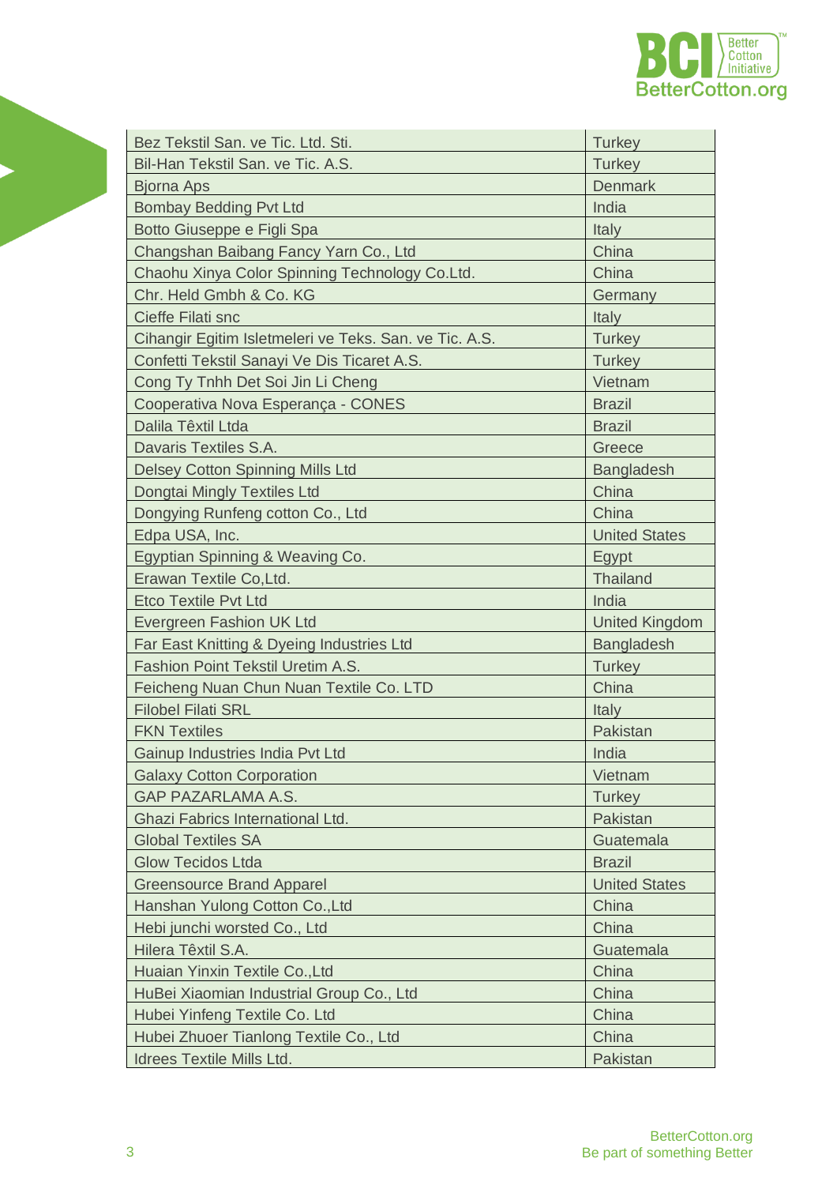| Bez Tekstil San. ve Tic. Ltd. Sti. | Turkey |
|---|---|
| Bil-Han Tekstil San. ve Tic. A.S. | Turkey |
| Bjorna Aps | Denmark |
| Bombay Bedding Pvt Ltd | India |
| Botto Giuseppe e Figli Spa | Italy |
| Changshan Baibang Fancy Yarn Co., Ltd | China |
| Chaohu Xinya Color Spinning Technology Co.Ltd. | China |
| Chr. Held Gmbh & Co. KG | Germany |
| Cieffe Filati snc | Italy |
| Cihangir Egitim Isletmeleri ve Teks. San. ve Tic. A.S. | Turkey |
| Confetti Tekstil Sanayi Ve Dis Ticaret A.S. | Turkey |
| Cong Ty Tnhh Det Soi Jin Li Cheng | Vietnam |
| Cooperativa Nova Esperança - CONES | Brazil |
| Dalila Têxtil Ltda | Brazil |
| Davaris Textiles S.A. | Greece |
| Delsey Cotton Spinning Mills Ltd | Bangladesh |
| Dongtai Mingly Textiles Ltd | China |
| Dongying Runfeng cotton Co., Ltd | China |
| Edpa USA, Inc. | United States |
| Egyptian Spinning & Weaving Co. | Egypt |
| Erawan Textile Co,Ltd. | Thailand |
| Etco Textile Pvt Ltd | India |
| Evergreen Fashion UK Ltd | United Kingdom |
| Far East Knitting & Dyeing Industries Ltd | Bangladesh |
| Fashion Point Tekstil Uretim A.S. | Turkey |
| Feicheng Nuan Chun Nuan Textile Co. LTD | China |
| Filobel Filati SRL | Italy |
| FKN Textiles | Pakistan |
| Gainup Industries India Pvt Ltd | India |
| Galaxy Cotton Corporation | Vietnam |
| GAP PAZARLAMA A.S. | Turkey |
| Ghazi Fabrics International Ltd. | Pakistan |
| Global Textiles SA | Guatemala |
| Glow Tecidos Ltda | Brazil |
| Greensource Brand Apparel | United States |
| Hanshan Yulong Cotton Co.,Ltd | China |
| Hebi junchi worsted Co., Ltd | China |
| Hilera Têxtil S.A. | Guatemala |
| Huaian Yinxin Textile Co.,Ltd | China |
| HuBei Xiaomian Industrial Group Co., Ltd | China |
| Hubei Yinfeng Textile Co. Ltd | China |
| Hubei Zhuoer Tianlong Textile Co., Ltd | China |
| Idrees Textile Mills Ltd. | Pakistan |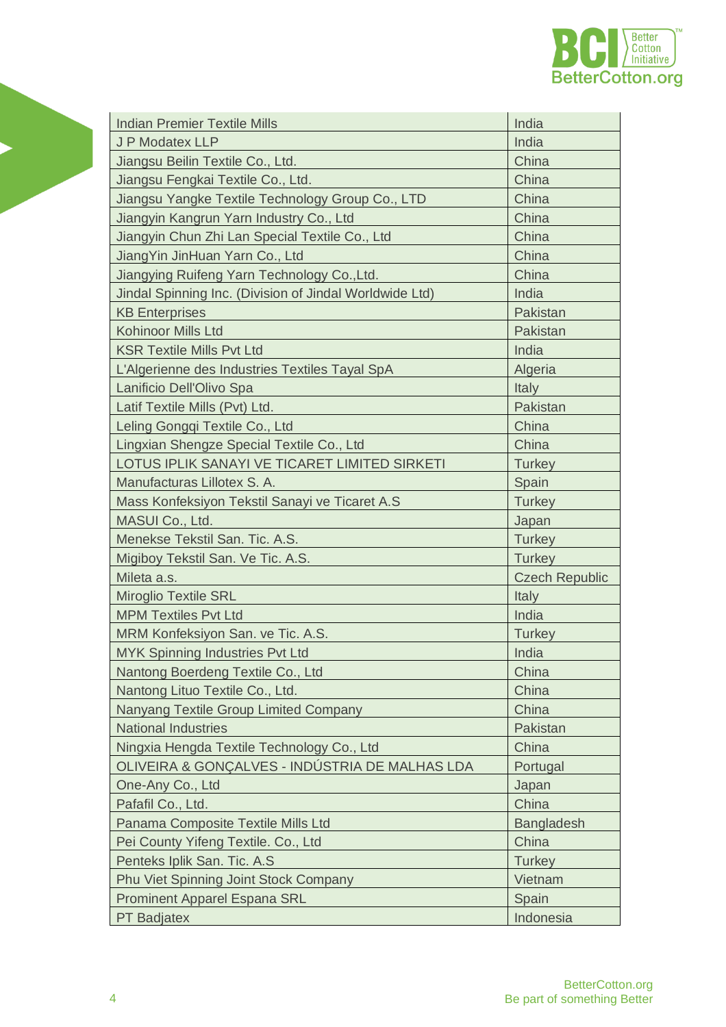| Indian Premier Textile Mills | India |
|---|---|
| J P Modatex LLP | India |
| Jiangsu Beilin Textile Co., Ltd. | China |
| Jiangsu Fengkai Textile Co., Ltd. | China |
| Jiangsu Yangke Textile Technology Group Co., LTD | China |
| Jiangyin Kangrun Yarn Industry Co., Ltd | China |
| Jiangyin Chun Zhi Lan Special Textile Co., Ltd | China |
| JiangYin JinHuan Yarn Co., Ltd | China |
| Jiangying Ruifeng Yarn Technology Co.,Ltd. | China |
| Jindal Spinning Inc. (Division of Jindal Worldwide Ltd) | India |
| KB Enterprises | Pakistan |
| Kohinoor Mills Ltd | Pakistan |
| KSR Textile Mills Pvt Ltd | India |
| L'Algerienne des Industries Textiles Tayal SpA | Algeria |
| Lanificio Dell'Olivo Spa | Italy |
| Latif Textile Mills (Pvt) Ltd. | Pakistan |
| Leling Gongqi Textile Co., Ltd | China |
| Lingxian Shengze Special Textile Co., Ltd | China |
| LOTUS IPLIK SANAYI VE TICARET LIMITED SIRKETI | Turkey |
| Manufacturas Lillotex S. A. | Spain |
| Mass Konfeksiyon Tekstil Sanayi ve Ticaret A.S | Turkey |
| MASUI Co., Ltd. | Japan |
| Menekse Tekstil San. Tic. A.S. | Turkey |
| Migiboy Tekstil San. Ve Tic. A.S. | Turkey |
| Mileta a.s. | Czech Republic |
| Miroglio Textile SRL | Italy |
| MPM Textiles Pvt Ltd | India |
| MRM Konfeksiyon San. ve Tic. A.S. | Turkey |
| MYK Spinning Industries Pvt Ltd | India |
| Nantong Boerdeng Textile Co., Ltd | China |
| Nantong Lituo Textile Co., Ltd. | China |
| Nanyang Textile Group Limited Company | China |
| National Industries | Pakistan |
| Ningxia Hengda Textile Technology Co., Ltd | China |
| OLIVEIRA & GONÇALVES - INDÚSTRIA DE MALHAS LDA | Portugal |
| One-Any Co., Ltd | Japan |
| Pafafil Co., Ltd. | China |
| Panama Composite Textile Mills Ltd | Bangladesh |
| Pei County Yifeng Textile. Co., Ltd | China |
| Penteks Iplik San. Tic. A.S | Turkey |
| Phu Viet Spinning Joint Stock Company | Vietnam |
| Prominent Apparel Espana SRL | Spain |
| PT Badjatex | Indonesia |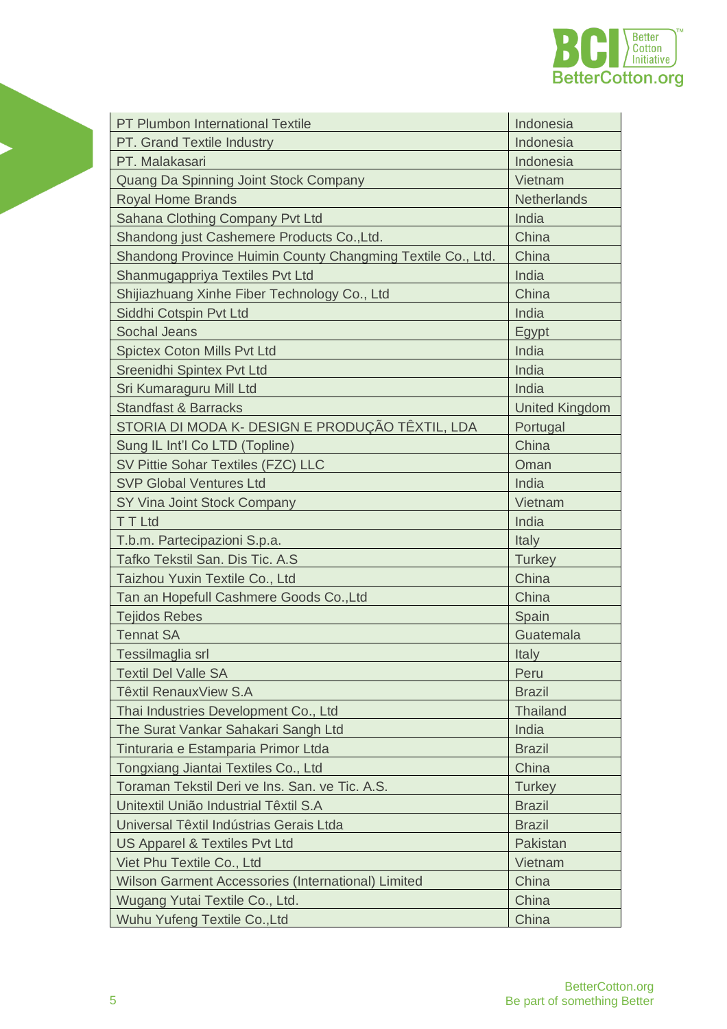| | |
|---|---|
| PT Plumbon International Textile | Indonesia |
| PT. Grand Textile Industry | Indonesia |
| PT. Malakasari | Indonesia |
| Quang Da Spinning Joint Stock Company | Vietnam |
| Royal Home Brands | Netherlands |
| Sahana Clothing Company Pvt Ltd | India |
| Shandong just Cashemere Products Co.,Ltd. | China |
| Shandong Province Huimin County Changming Textile Co., Ltd. | China |
| Shanmugappriya Textiles Pvt Ltd | India |
| Shijiazhuang Xinhe Fiber Technology Co., Ltd | China |
| Siddhi Cotspin Pvt Ltd | India |
| Sochal Jeans | Egypt |
| Spictex Coton Mills Pvt Ltd | India |
| Sreenidhi Spintex Pvt Ltd | India |
| Sri Kumaraguru Mill Ltd | India |
| Standfast & Barracks | United Kingdom |
| STORIA DI MODA K- DESIGN E PRODUÇÃO TÊXTIL, LDA | Portugal |
| Sung IL Int'l Co LTD (Topline) | China |
| SV Pittie Sohar Textiles (FZC) LLC | Oman |
| SVP Global Ventures Ltd | India |
| SY Vina Joint Stock Company | Vietnam |
| T T Ltd | India |
| T.b.m. Partecipazioni S.p.a. | Italy |
| Tafko Tekstil San. Dis Tic. A.S | Turkey |
| Taizhou Yuxin Textile Co., Ltd | China |
| Tan an Hopefull Cashmere Goods Co.,Ltd | China |
| Tejidos Rebes | Spain |
| Tennat SA | Guatemala |
| Tessilmaglia srl | Italy |
| Textil Del Valle SA | Peru |
| Têxtil RenauxView S.A | Brazil |
| Thai Industries Development Co., Ltd | Thailand |
| The Surat Vankar Sahakari Sangh Ltd | India |
| Tinturaria e Estamparia Primor Ltda | Brazil |
| Tongxiang Jiantai Textiles Co., Ltd | China |
| Toraman Tekstil Deri ve Ins. San. ve Tic. A.S. | Turkey |
| Unitextil União Industrial Têxtil S.A | Brazil |
| Universal Têxtil Indústrias Gerais Ltda | Brazil |
| US Apparel & Textiles Pvt Ltd | Pakistan |
| Viet Phu Textile Co., Ltd | Vietnam |
| Wilson Garment Accessories (International) Limited | China |
| Wugang Yutai Textile Co., Ltd. | China |
| Wuhu Yufeng Textile Co.,Ltd | China |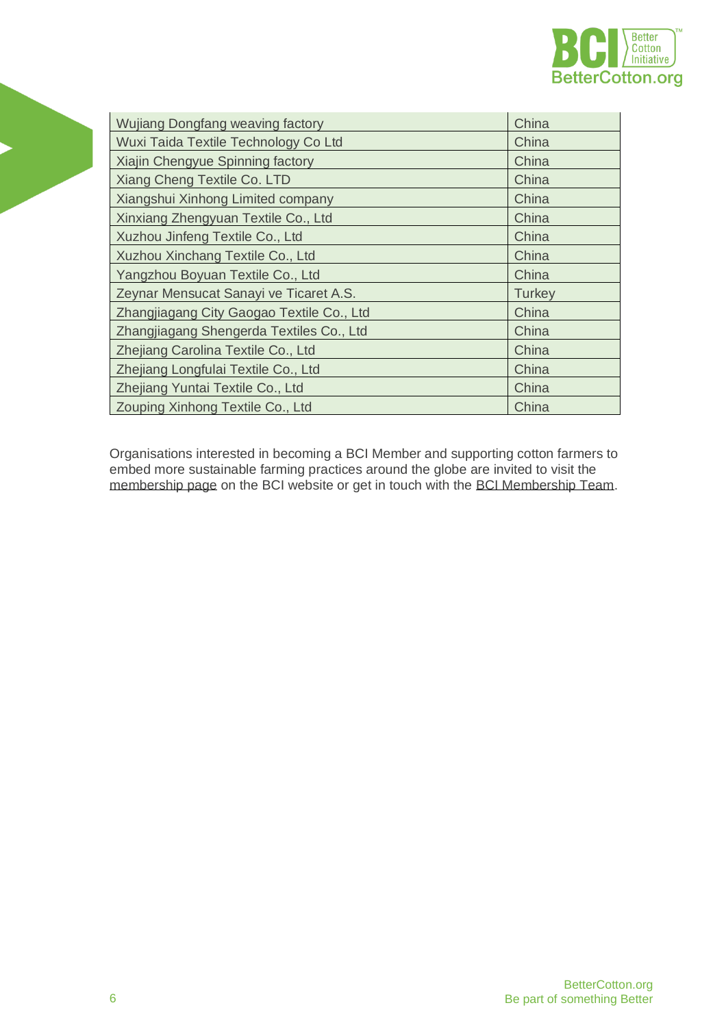| | |
|---|---|
| Wujiang Dongfang weaving factory | China |
| Wuxi Taida Textile Technology Co Ltd | China |
| Xiajin Chengyue Spinning factory | China |
| Xiang Cheng Textile Co. LTD | China |
| Xiangshui Xinhong Limited company | China |
| Xinxiang Zhengyuan Textile Co., Ltd | China |
| Xuzhou Jinfeng Textile Co., Ltd | China |
| Xuzhou Xinchang Textile Co., Ltd | China |
| Yangzhou Boyuan Textile Co., Ltd | China |
| Zeynar Mensucat Sanayi ve Ticaret A.S. | Turkey |
| Zhangjiagang City Gaogao Textile Co., Ltd | China |
| Zhangjiagang Shengerda Textiles Co., Ltd | China |
| Zhejiang Carolina Textile Co., Ltd | China |
| Zhejiang Longfulai Textile Co., Ltd | China |
| Zhejiang Yuntai Textile Co., Ltd | China |
| Zouping Xinhong Textile Co., Ltd | China |

Organisations interested in becoming a BCI Member and supporting cotton farmers to embed more sustainable farming practices around the globe are invited to visit the membership page on the BCI website or get in touch with the BCI Membership Team.